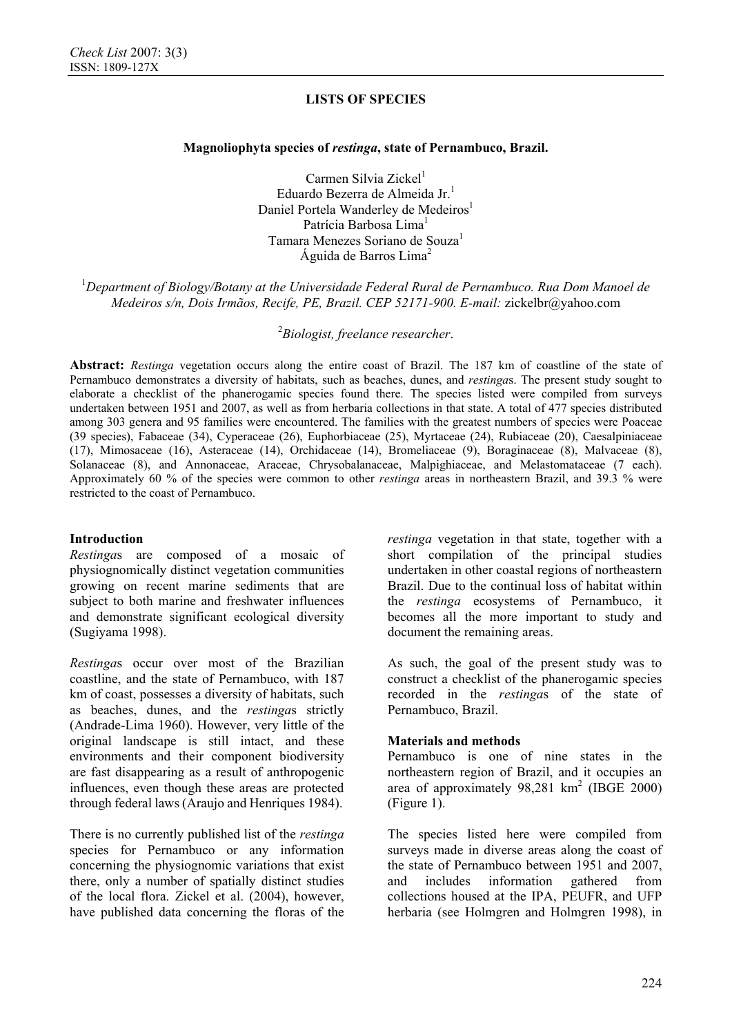**LISTS OF SPECIES**

## Magnoliophyta species of *restinga*, state of Pernambuco, Brazil.

Carmen Silvia Zickel[1]
Eduardo Bezerra de Almeida Jr.[1]
Daniel Portela Wanderley de Medeiros[1]
Patrícia Barbosa Lima[1]
Tamara Menezes Soriano de Souza[1]
Águida de Barros Lima[2]

[1]*Department of Biology/Botany at the Universidade Federal Rural de Pernambuco. Rua Dom Manoel de Medeiros s/n, Dois Irmãos, Recife, PE, Brazil. CEP 52171-900. E-mail:* zickelbr@yahoo.com

[2]*Biologist, freelance researcher*.

**Abstract:** *Restinga* vegetation occurs along the entire coast of Brazil. The 187 km of coastline of the state of Pernambuco demonstrates a diversity of habitats, such as beaches, dunes, and *restinga*s. The present study sought to elaborate a checklist of the phanerogamic species found there. The species listed were compiled from surveys undertaken between 1951 and 2007, as well as from herbaria collections in that state. A total of 477 species distributed among 303 genera and 95 families were encountered. The families with the greatest numbers of species were Poaceae (39 species), Fabaceae (34), Cyperaceae (26), Euphorbiaceae (25), Myrtaceae (24), Rubiaceae (20), Caesalpiniaceae (17), Mimosaceae (16), Asteraceae (14), Orchidaceae (14), Bromeliaceae (9), Boraginaceae (8), Malvaceae (8), Solanaceae (8), and Annonaceae, Araceae, Chrysobalanaceae, Malpighiaceae, and Melastomataceae (7 each). Approximately 60 % of the species were common to other *restinga* areas in northeastern Brazil, and 39.3 % were restricted to the coast of Pernambuco.

### Introduction

*Restinga*s are composed of a mosaic of physiognomically distinct vegetation communities growing on recent marine sediments that are subject to both marine and freshwater influences and demonstrate significant ecological diversity (Sugiyama 1998).

*Restinga*s occur over most of the Brazilian coastline, and the state of Pernambuco, with 187 km of coast, possesses a diversity of habitats, such as beaches, dunes, and the *restinga*s strictly (Andrade-Lima 1960). However, very little of the original landscape is still intact, and these environments and their component biodiversity are fast disappearing as a result of anthropogenic influences, even though these areas are protected through federal laws (Araujo and Henriques 1984).

There is no currently published list of the *restinga* species for Pernambuco or any information concerning the physiognomic variations that exist there, only a number of spatially distinct studies of the local flora. Zickel et al. (2004), however, have published data concerning the floras of the *restinga* vegetation in that state, together with a short compilation of the principal studies undertaken in other coastal regions of northeastern Brazil. Due to the continual loss of habitat within the *restinga* ecosystems of Pernambuco, it becomes all the more important to study and document the remaining areas.

As such, the goal of the present study was to construct a checklist of the phanerogamic species recorded in the *restinga*s of the state of Pernambuco, Brazil.

### Materials and methods

Pernambuco is one of nine states in the northeastern region of Brazil, and it occupies an area of approximately 98,281 km$^2$ (IBGE 2000) (Figure 1).

The species listed here were compiled from surveys made in diverse areas along the coast of the state of Pernambuco between 1951 and 2007, and includes information gathered from collections housed at the IPA, PEUFR, and UFP herbaria (see Holmgren and Holmgren 1998), in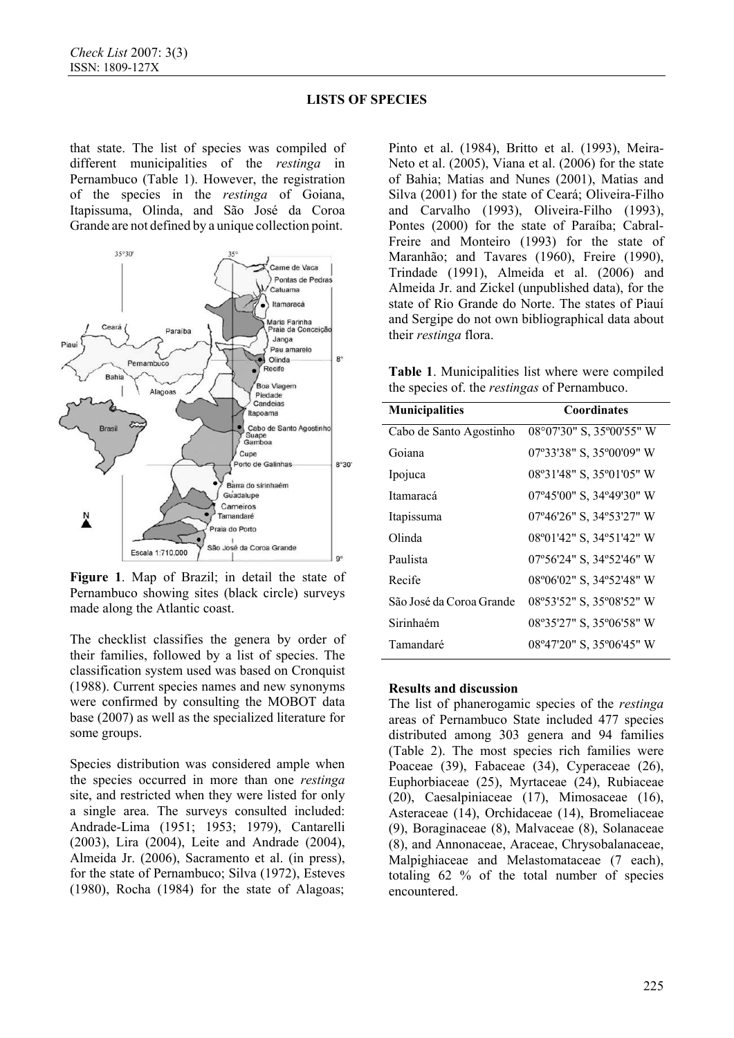that state. The list of species was compiled of different municipalities of the *restinga* in Pernambuco (Table 1). However, the registration of the species in the *restinga* of Goiana, Itapissuma, Olinda, and São José da Coroa Grande are not defined by a unique collection point.

**Figure 1**. Map of Brazil; in detail the state of Pernambuco showing sites (black circle) surveys made along the Atlantic coast.

The checklist classifies the genera by order of their families, followed by a list of species. The classification system used was based on Cronquist (1988). Current species names and new synonyms were confirmed by consulting the MOBOT data base (2007) as well as the specialized literature for some groups.

Species distribution was considered ample when the species occurred in more than one *restinga* site, and restricted when they were listed for only a single area. The surveys consulted included: Andrade-Lima (1951; 1953; 1979), Cantarelli (2003), Lira (2004), Leite and Andrade (2004), Almeida Jr. (2006), Sacramento et al. (in press), for the state of Pernambuco; Silva (1972), Esteves (1980), Rocha (1984) for the state of Alagoas; Pinto et al. (1984), Britto et al. (1993), Meira-Neto et al. (2005), Viana et al. (2006) for the state of Bahia; Matias and Nunes (2001), Matias and Silva (2001) for the state of Ceará; Oliveira-Filho and Carvalho (1993), Oliveira-Filho (1993), Pontes (2000) for the state of Paraíba; Cabral-Freire and Monteiro (1993) for the state of Maranhão; and Tavares (1960), Freire (1990), Trindade (1991), Almeida et al. (2006) and Almeida Jr. and Zickel (unpublished data), for the state of Rio Grande do Norte. The states of Piauí and Sergipe do not own bibliographical data about their *restinga* flora.

**Table 1**. Municipalities list where were compiled the species of. the *restingas* of Pernambuco.

| Municipalities | Coordinates |
|---|---|
| Cabo de Santo Agostinho | 08°07'30" S, 35º00'55" W |
| Goiana | 07º33'38" S, 35º00'09" W |
| Ipojuca | 08º31'48" S, 35º01'05" W |
| Itamaracá | 07º45'00" S, 34º49'30" W |
| Itapissuma | 07º46'26" S, 34º53'27" W |
| Olinda | 08º01'42" S, 34º51'42" W |
| Paulista | 07º56'24" S, 34º52'46" W |
| Recife | 08º06'02" S, 34º52'48" W |
| São José da Coroa Grande | 08º53'52" S, 35º08'52" W |
| Sirinhaém | 08º35'27" S, 35º06'58" W |
| Tamandaré | 08º47'20" S, 35º06'45" W |

## Results and discussion

The list of phanerogamic species of the *restinga* areas of Pernambuco State included 477 species distributed among 303 genera and 94 families (Table 2). The most species rich families were Poaceae (39), Fabaceae (34), Cyperaceae (26), Euphorbiaceae (25), Myrtaceae (24), Rubiaceae (20), Caesalpiniaceae (17), Mimosaceae (16), Asteraceae (14), Orchidaceae (14), Bromeliaceae (9), Boraginaceae (8), Malvaceae (8), Solanaceae (8), and Annonaceae, Araceae, Chrysobalanaceae, Malpighiaceae and Melastomataceae (7 each), totaling 62 % of the total number of species encountered.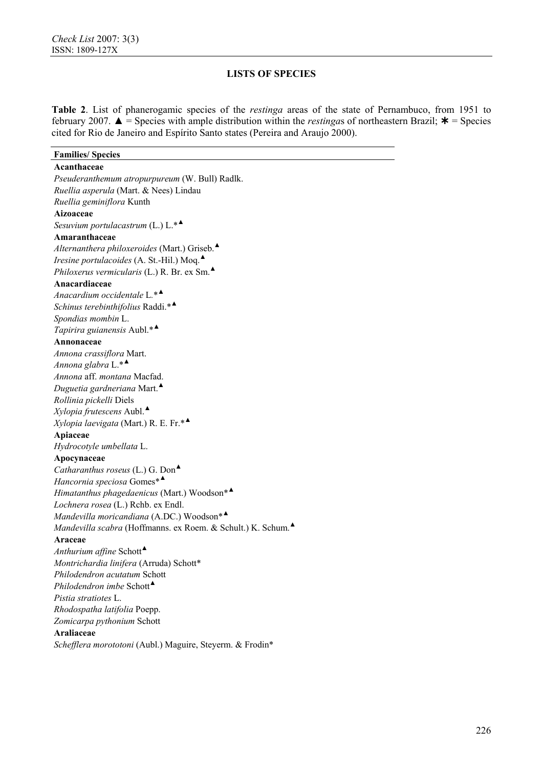## LISTS OF SPECIES

**Table 2**. List of phanerogamic species of the *restinga* areas of the state of Pernambuco, from 1951 to february 2007. ▲ = Species with ample distribution within the *restinga*s of northeastern Brazil; ✱ = Species cited for Rio de Janeiro and Espírito Santo states (Pereira and Araujo 2000).

| Families/ Species |
|---|
| **Acanthaceae** |
| *Pseuderanthemum atropurpureum* (W. Bull) Radlk. |
| *Ruellia asperula* (Mart. & Nees) Lindau |
| *Ruellia geminiflora* Kunth |
| **Aizoaceae** |
| *Sesuvium portulacastrum* (L.) L.*▲ |
| **Amaranthaceae** |
| *Alternanthera philoxeroides* (Mart.) Griseb.▲ |
| *Iresine portulacoides* (A. St.-Hil.) Moq.▲ |
| *Philoxerus vermicularis* (L.) R. Br. ex Sm.▲ |
| **Anacardiaceae** |
| *Anacardium occidentale* L.*▲ |
| *Schinus terebinthifolius* Raddi.*▲ |
| *Spondias mombin* L. |
| *Tapirira guianensis* Aubl.*▲ |
| **Annonaceae** |
| *Annona crassiflora* Mart. |
| *Annona glabra* L.*▲ |
| *Annona* aff. *montana* Macfad. |
| *Duguetia gardneriana* Mart.▲ |
| *Rollinia pickelli* Diels |
| *Xylopia frutescens* Aubl.▲ |
| *Xylopia laevigata* (Mart.) R. E. Fr.*▲ |
| **Apiaceae** |
| *Hydrocotyle umbellata* L. |
| **Apocynaceae** |
| *Catharanthus roseus* (L.) G. Don▲ |
| *Hancornia speciosa* Gomes*▲ |
| *Himatanthus phagedaenicus* (Mart.) Woodson*▲ |
| *Lochnera rosea* (L.) Rchb. ex Endl. |
| *Mandevilla moricandiana* (A.DC.) Woodson*▲ |
| *Mandevilla scabra* (Hoffmanns. ex Roem. & Schult.) K. Schum.▲ |
| **Araceae** |
| *Anthurium affine* Schott▲ |
| *Montrichardia linifera* (Arruda) Schott* |
| *Philodendron acutatum* Schott |
| *Philodendron imbe* Schott▲ |
| *Pistia stratiotes* L. |
| *Rhodospatha latifolia* Poepp. |
| *Zomicarpa pythonium* Schott |
| **Araliaceae** |
| *Schefflera morototoni* (Aubl.) Maguire, Steyerm. & Frodin* |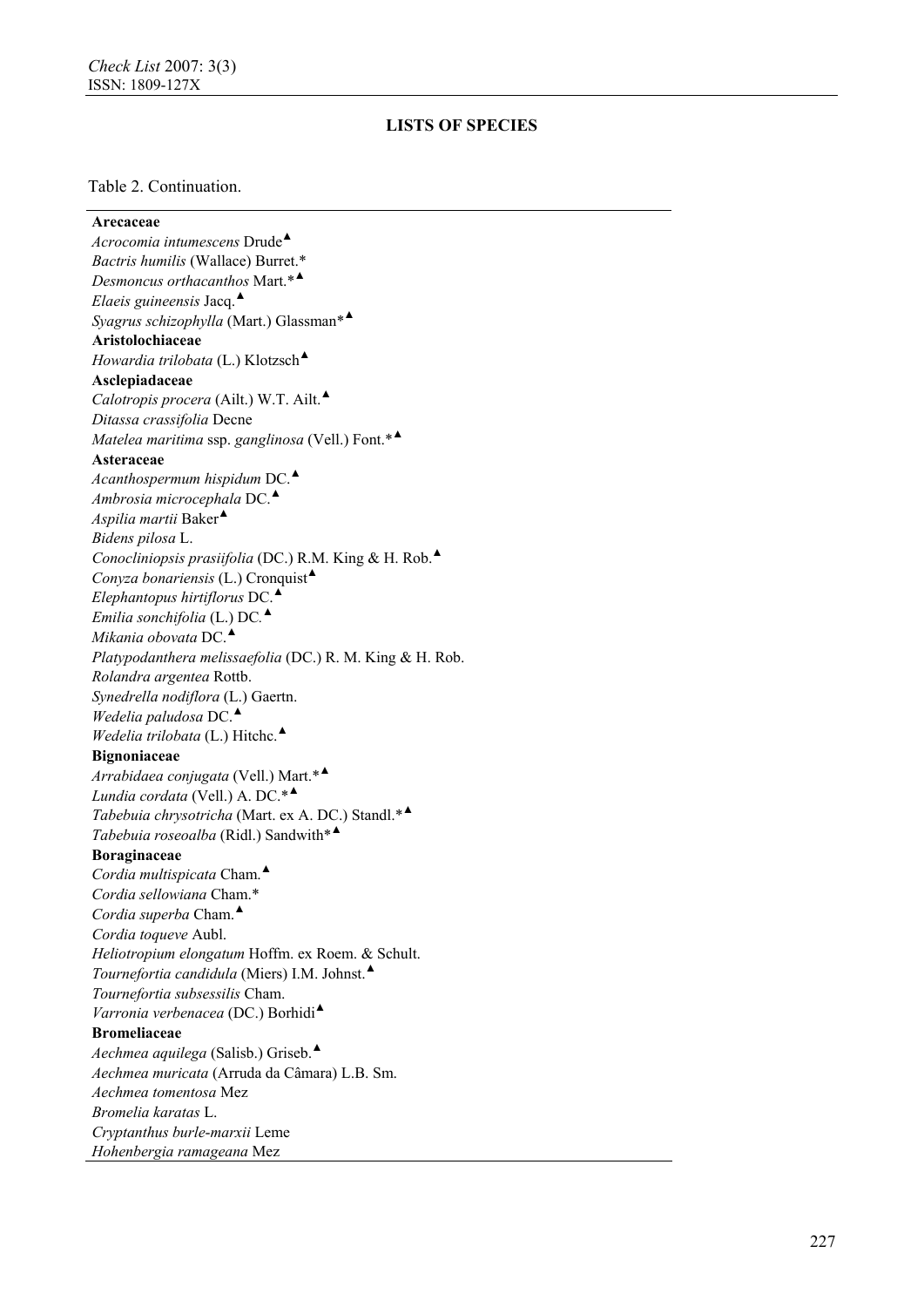## LISTS OF SPECIES

Table 2. Continuation.

**Arecaceae**
*Acrocomia intumescens* Drude▲
*Bactris humilis* (Wallace) Burret.*
*Desmoncus orthacanthos* Mart.*▲
*Elaeis guineensis* Jacq.▲
*Syagrus schizophylla* (Mart.) Glassman*▲
**Aristolochiaceae**
*Howardia trilobata* (L.) Klotzsch▲
**Asclepiadaceae**
*Calotropis procera* (Ailt.) W.T. Ailt.▲
*Ditassa crassifolia* Decne
*Matelea maritima* ssp. *ganglinosa* (Vell.) Font.*▲
**Asteraceae**
*Acanthospermum hispidum* DC.▲
*Ambrosia microcephala* DC.▲
*Aspilia martii* Baker▲
*Bidens pilosa* L.
*Conocliniopsis prasiifolia* (DC.) R.M. King & H. Rob.▲
*Conyza bonariensis* (L.) Cronquist▲
*Elephantopus hirtiflorus* DC.▲
*Emilia sonchifolia* (L.) DC.▲
*Mikania obovata* DC.▲
*Platypodanthera melissaefolia* (DC.) R. M. King & H. Rob.
*Rolandra argentea* Rottb.
*Synedrella nodiflora* (L.) Gaertn.
*Wedelia paludosa* DC.▲
*Wedelia trilobata* (L.) Hitchc.▲
**Bignoniaceae**
*Arrabidaea conjugata* (Vell.) Mart.*▲
*Lundia cordata* (Vell.) A. DC.*▲
*Tabebuia chrysotricha* (Mart. ex A. DC.) Standl.*▲
*Tabebuia roseoalba* (Ridl.) Sandwith*▲
**Boraginaceae**
*Cordia multispicata* Cham.▲
*Cordia sellowiana* Cham.*
*Cordia superba* Cham.▲
*Cordia toqueve* Aubl.
*Heliotropium elongatum* Hoffm. ex Roem. & Schult.
*Tournefortia candidula* (Miers) I.M. Johnst.▲
*Tournefortia subsessilis* Cham.
*Varronia verbenacea* (DC.) Borhidi▲
**Bromeliaceae**
*Aechmea aquilega* (Salisb.) Griseb.▲
*Aechmea muricata* (Arruda da Câmara) L.B. Sm.
*Aechmea tomentosa* Mez
*Bromelia karatas* L.
*Cryptanthus burle-marxii* Leme
*Hohenbergia ramageana* Mez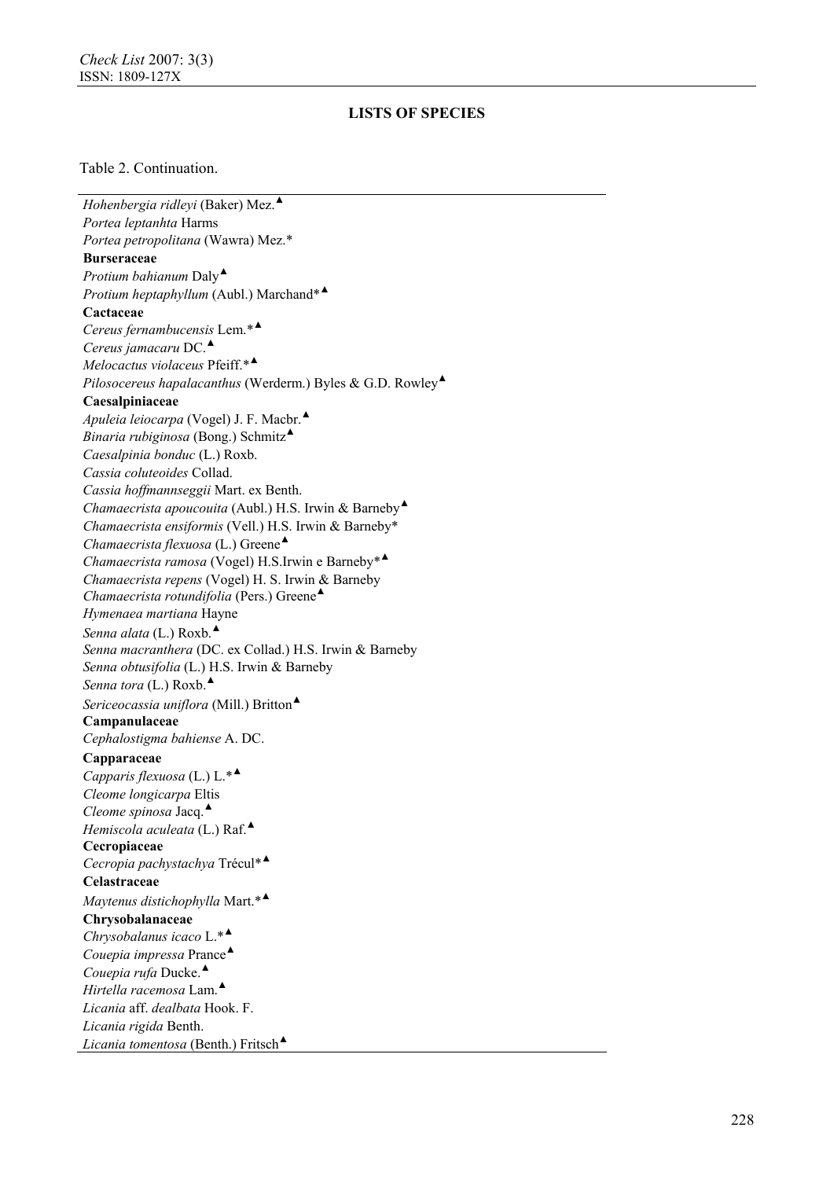## LISTS OF SPECIES

Table 2. Continuation.

*Hohenbergia ridleyi* (Baker) Mez.▲
*Portea leptanhta* Harms
*Portea petropolitana* (Wawra) Mez.*
**Burseraceae**
*Protium bahianum* Daly▲
*Protium heptaphyllum* (Aubl.) Marchand*▲
**Cactaceae**
*Cereus fernambucensis* Lem.*▲
*Cereus jamacaru* DC.▲
*Melocactus violaceus* Pfeiff.*▲
*Pilosocereus hapalacanthus* (Werderm.) Byles & G.D. Rowley▲
**Caesalpiniaceae**
*Apuleia leiocarpa* (Vogel) J. F. Macbr.▲
*Binaria rubiginosa* (Bong.) Schmitz▲
*Caesalpinia bonduc* (L.) Roxb.
*Cassia coluteoides* Collad.
*Cassia hoffmannseggii* Mart. ex Benth.
*Chamaecrista apoucouita* (Aubl.) H.S. Irwin & Barneby▲
*Chamaecrista ensiformis* (Vell.) H.S. Irwin & Barneby*
*Chamaecrista flexuosa* (L.) Greene▲
*Chamaecrista ramosa* (Vogel) H.S.Irwin e Barneby*▲
*Chamaecrista repens* (Vogel) H. S. Irwin & Barneby
*Chamaecrista rotundifolia* (Pers.) Greene▲
*Hymenaea martiana* Hayne
*Senna alata* (L.) Roxb.▲
*Senna macranthera* (DC. ex Collad.) H.S. Irwin & Barneby
*Senna obtusifolia* (L.) H.S. Irwin & Barneby
*Senna tora* (L.) Roxb.▲
*Sericeocassia uniflora* (Mill.) Britton▲
**Campanulaceae**
*Cephalostigma bahiense* A. DC.
**Capparaceae**
*Capparis flexuosa* (L.) L.*▲
*Cleome longicarpa* Eltis
*Cleome spinosa* Jacq.▲
*Hemiscola aculeata* (L.) Raf.▲
**Cecropiaceae**
*Cecropia pachystachya* Trécul*▲
**Celastraceae**
*Maytenus distichophylla* Mart.*▲
**Chrysobalanaceae**
*Chrysobalanus icaco* L.*▲
*Couepia impressa* Prance▲
*Couepia rufa* Ducke.▲
*Hirtella racemosa* Lam.▲
*Licania* aff. *dealbata* Hook. F.
*Licania rigida* Benth.
*Licania tomentosa* (Benth.) Fritsch▲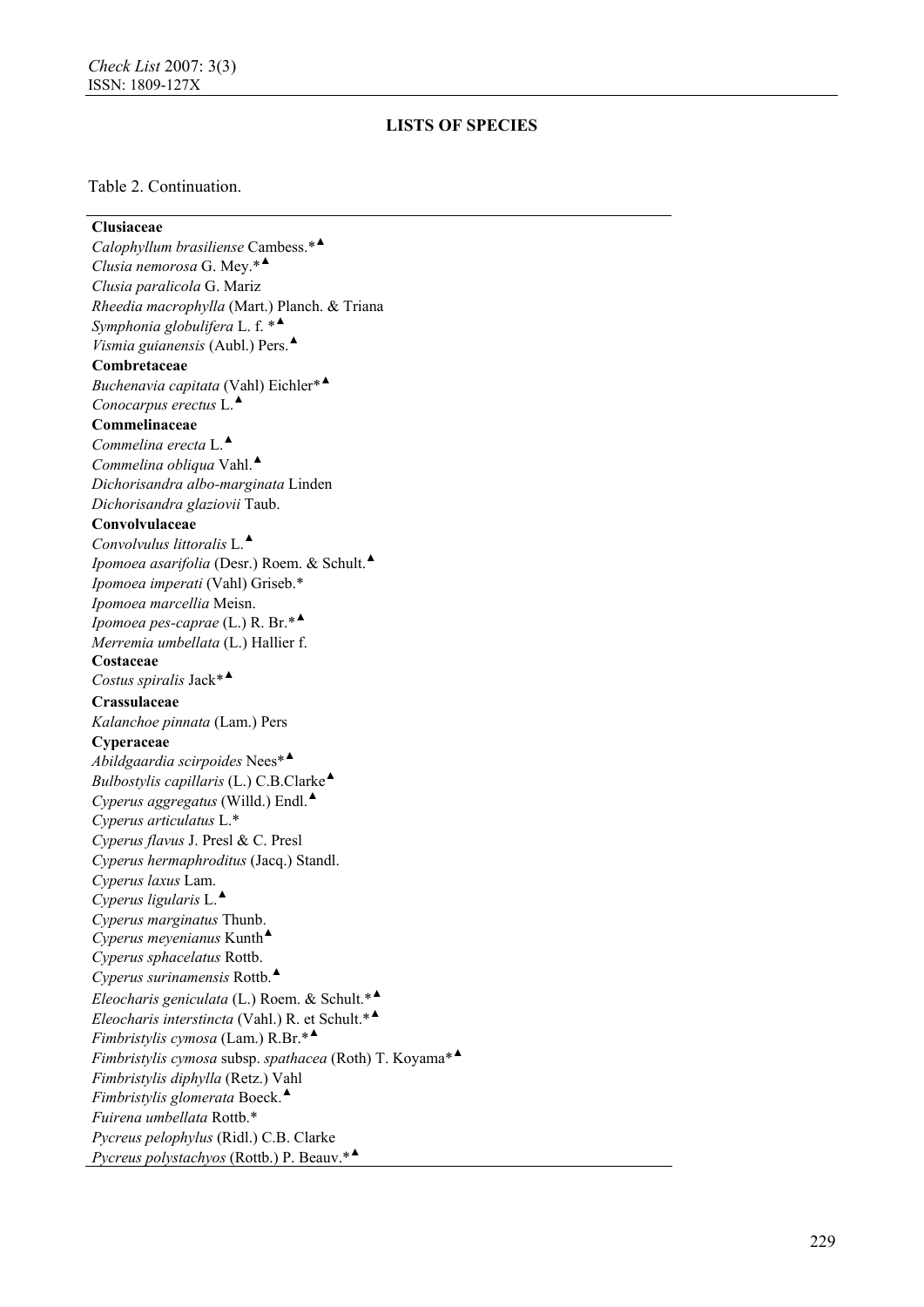## LISTS OF SPECIES

Table 2. Continuation.

**Clusiaceae**
*Calophyllum brasiliense* Cambess.*▲
*Clusia nemorosa* G. Mey.*▲
*Clusia paralicola* G. Mariz
*Rheedia macrophylla* (Mart.) Planch. & Triana
*Symphonia globulifera* L. f. *▲
*Vismia guianensis* (Aubl.) Pers.▲
**Combretaceae**
*Buchenavia capitata* (Vahl) Eichler*▲
*Conocarpus erectus* L.▲
**Commelinaceae**
*Commelina erecta* L.▲
*Commelina obliqua* Vahl.▲
*Dichorisandra albo-marginata* Linden
*Dichorisandra glaziovii* Taub.
**Convolvulaceae**
*Convolvulus littoralis* L.▲
*Ipomoea asarifolia* (Desr.) Roem. & Schult.▲
*Ipomoea imperati* (Vahl) Griseb.*
*Ipomoea marcellia* Meisn.
*Ipomoea pes-caprae* (L.) R. Br.*▲
*Merremia umbellata* (L.) Hallier f.
**Costaceae**
*Costus spiralis* Jack*▲
**Crassulaceae**
*Kalanchoe pinnata* (Lam.) Pers
**Cyperaceae**
*Abildgaardia scirpoides* Nees*▲
*Bulbostylis capillaris* (L.) C.B.Clarke▲
*Cyperus aggregatus* (Willd.) Endl.▲
*Cyperus articulatus* L.*
*Cyperus flavus* J. Presl & C. Presl
*Cyperus hermaphroditus* (Jacq.) Standl.
*Cyperus laxus* Lam.
*Cyperus ligularis* L.▲
*Cyperus marginatus* Thunb.
*Cyperus meyenianus* Kunth▲
*Cyperus sphacelatus* Rottb.
*Cyperus surinamensis* Rottb.▲
*Eleocharis geniculata* (L.) Roem. & Schult.*▲
*Eleocharis interstincta* (Vahl.) R. et Schult.*▲
*Fimbristylis cymosa* (Lam.) R.Br.*▲
*Fimbristylis cymosa* subsp. *spathacea* (Roth) T. Koyama*▲
*Fimbristylis diphylla* (Retz.) Vahl
*Fimbristylis glomerata* Boeck.▲
*Fuirena umbellata* Rottb.*
*Pycreus pelophylus* (Ridl.) C.B. Clarke
*Pycreus polystachyos* (Rottb.) P. Beauv.*▲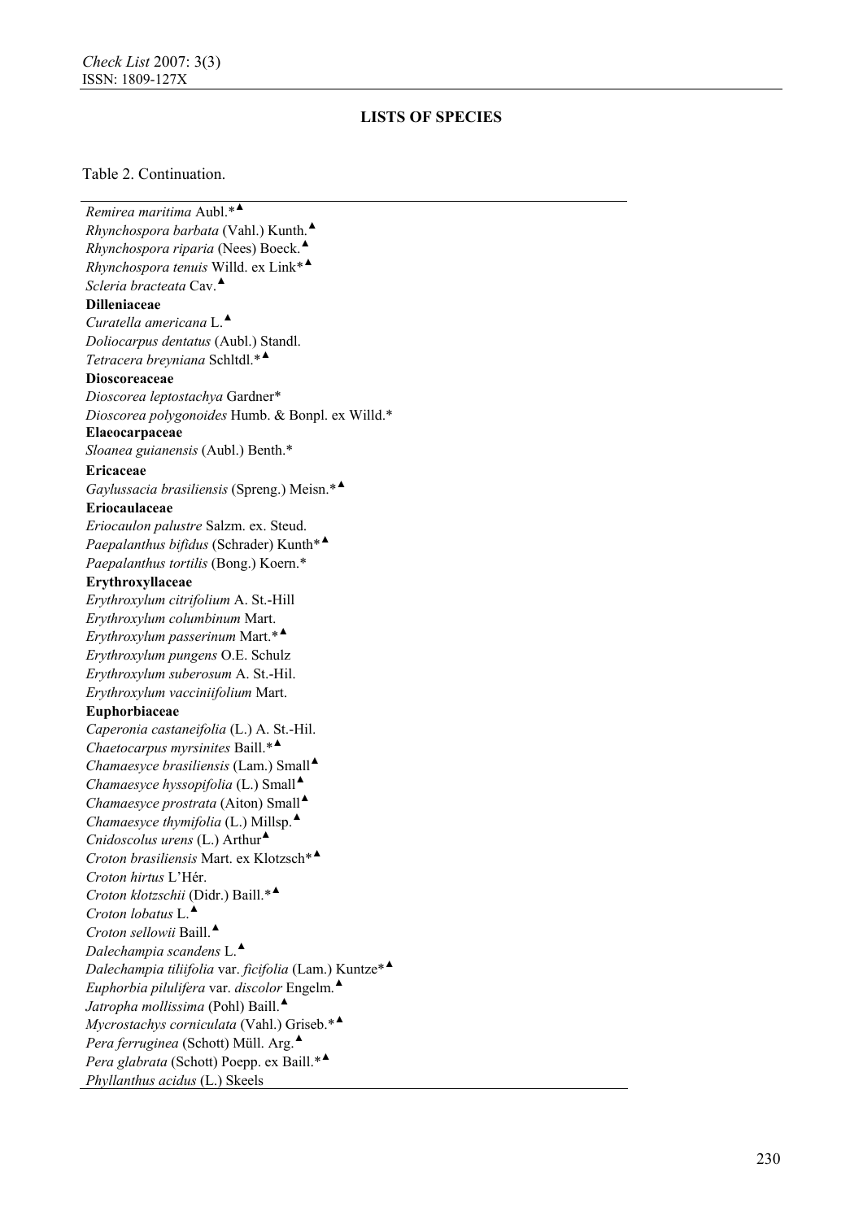## LISTS OF SPECIES

Table 2. Continuation.

*Remirea maritima* Aubl.*▲
*Rhynchospora barbata* (Vahl.) Kunth.▲
*Rhynchospora riparia* (Nees) Boeck.▲
*Rhynchospora tenuis* Willd. ex Link*▲
*Scleria bracteata* Cav.▲
**Dilleniaceae**
*Curatella americana* L.▲
*Doliocarpus dentatus* (Aubl.) Standl.
*Tetracera breyniana* Schltdl.*▲
**Dioscoreaceae**
*Dioscorea leptostachya* Gardner*
*Dioscorea polygonoides* Humb. & Bonpl. ex Willd.*
**Elaeocarpaceae**
*Sloanea guianensis* (Aubl.) Benth.*
**Ericaceae**
*Gaylussacia brasiliensis* (Spreng.) Meisn.*▲
**Eriocaulaceae**
*Eriocaulon palustre* Salzm. ex. Steud.
*Paepalanthus bifidus* (Schrader) Kunth*▲
*Paepalanthus tortilis* (Bong.) Koern.*
**Erythroxyllaceae**
*Erythroxylum citrifolium* A. St.-Hill
*Erythroxylum columbinum* Mart.
*Erythroxylum passerinum* Mart.*▲
*Erythroxylum pungens* O.E. Schulz
*Erythroxylum suberosum* A. St.-Hil.
*Erythroxylum vacciniifolium* Mart.
**Euphorbiaceae**
*Caperonia castaneifolia* (L.) A. St.-Hil.
*Chaetocarpus myrsinites* Baill.*▲
*Chamaesyce brasiliensis* (Lam.) Small▲
*Chamaesyce hyssopifolia* (L.) Small▲
*Chamaesyce prostrata* (Aiton) Small▲
*Chamaesyce thymifolia* (L.) Millsp.▲
*Cnidoscolus urens* (L.) Arthur▲
*Croton brasiliensis* Mart. ex Klotzsch*▲
*Croton hirtus* L'Hér.
*Croton klotzschii* (Didr.) Baill.*▲
*Croton lobatus* L.▲
*Croton sellowii* Baill.▲
*Dalechampia scandens* L.▲
*Dalechampia tiliifolia* var. *ficifolia* (Lam.) Kuntze*▲
*Euphorbia pilulifera* var. *discolor* Engelm.▲
*Jatropha mollissima* (Pohl) Baill.▲
*Mycrostachys corniculata* (Vahl.) Griseb.*▲
*Pera ferruginea* (Schott) Müll. Arg.▲
*Pera glabrata* (Schott) Poepp. ex Baill.*▲
*Phyllanthus acidus* (L.) Skeels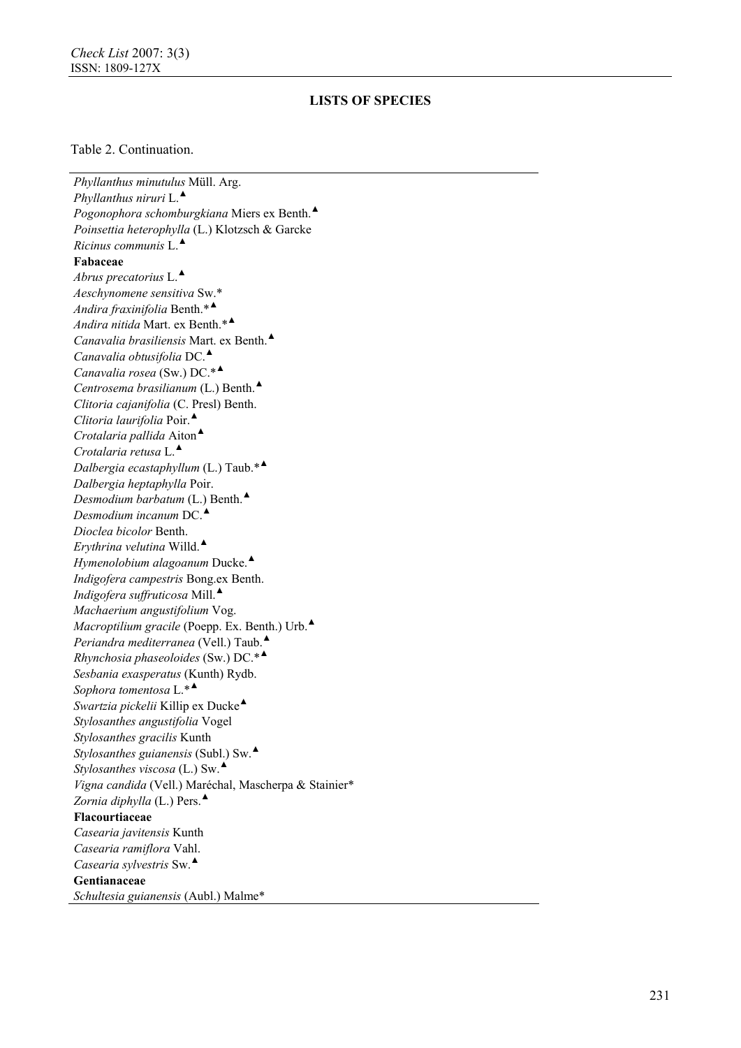## LISTS OF SPECIES

Table 2. Continuation.

*Phyllanthus minutulus* Müll. Arg.
*Phyllanthus niruri* L.▲
*Pogonophora schomburgkiana* Miers ex Benth.▲
*Poinsettia heterophylla* (L.) Klotzsch & Garcke
*Ricinus communis* L.▲
**Fabaceae**
*Abrus precatorius* L.▲
*Aeschynomene sensitiva* Sw.*
*Andira fraxinifolia* Benth.*▲
*Andira nitida* Mart. ex Benth.*▲
*Canavalia brasiliensis* Mart. ex Benth.▲
*Canavalia obtusifolia* DC.▲
*Canavalia rosea* (Sw.) DC.*▲
*Centrosema brasilianum* (L.) Benth.▲
*Clitoria cajanifolia* (C. Presl) Benth.
*Clitoria laurifolia* Poir.▲
*Crotalaria pallida* Aiton▲
*Crotalaria retusa* L.▲
*Dalbergia ecastaphyllum* (L.) Taub.*▲
*Dalbergia heptaphylla* Poir.
*Desmodium barbatum* (L.) Benth.▲
*Desmodium incanum* DC.▲
*Dioclea bicolor* Benth.
*Erythrina velutina* Willd.▲
*Hymenolobium alagoanum* Ducke.▲
*Indigofera campestris* Bong.ex Benth.
*Indigofera suffruticosa* Mill.▲
*Machaerium angustifolium* Vog.
*Macroptilium gracile* (Poepp. Ex. Benth.) Urb.▲
*Periandra mediterranea* (Vell.) Taub.▲
*Rhynchosia phaseoloides* (Sw.) DC.*▲
*Sesbania exasperatus* (Kunth) Rydb.
*Sophora tomentosa* L.*▲
*Swartzia pickelii* Killip ex Ducke▲
*Stylosanthes angustifolia* Vogel
*Stylosanthes gracilis* Kunth
*Stylosanthes guianensis* (Subl.) Sw.▲
*Stylosanthes viscosa* (L.) Sw.▲
*Vigna candida* (Vell.) Maréchal, Mascherpa & Stainier*
*Zornia diphylla* (L.) Pers.▲
**Flacourtiaceae**
*Casearia javitensis* Kunth
*Casearia ramiflora* Vahl.
*Casearia sylvestris* Sw.▲
**Gentianaceae**
*Schultesia guianensis* (Aubl.) Malme*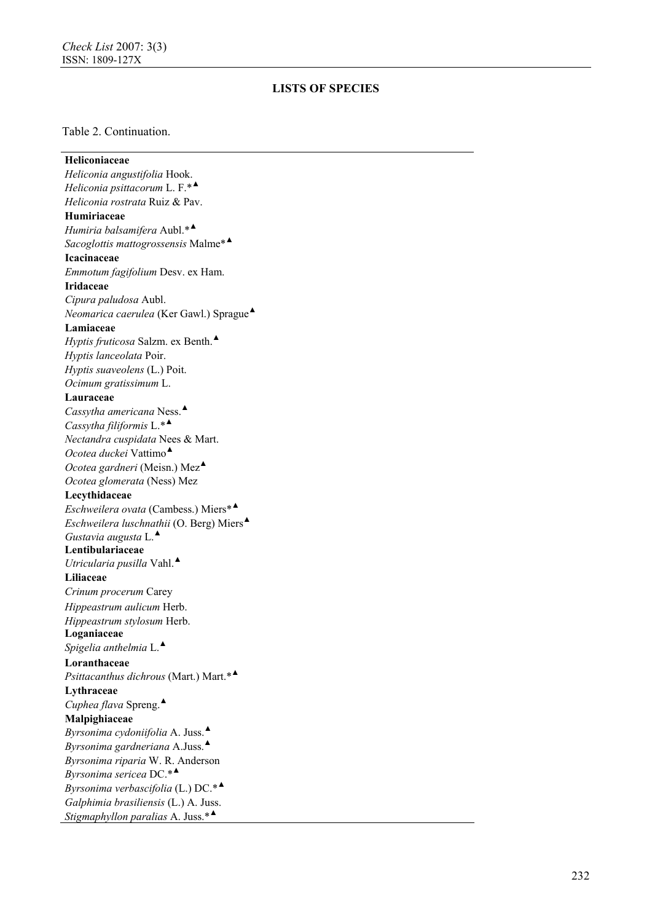## LISTS OF SPECIES

Table 2. Continuation.

**Heliconiaceae**
*Heliconia angustifolia* Hook.
*Heliconia psittacorum* L. F.*▲
*Heliconia rostrata* Ruiz & Pav.
**Humiriaceae**
*Humiria balsamifera* Aubl.*▲
*Sacoglottis mattogrossensis* Malme*▲
**Icacinaceae**
*Emmotum fagifolium* Desv. ex Ham.
**Iridaceae**
*Cipura paludosa* Aubl.
*Neomarica caerulea* (Ker Gawl.) Sprague▲
**Lamiaceae**
*Hyptis fruticosa* Salzm. ex Benth.▲
*Hyptis lanceolata* Poir.
*Hyptis suaveolens* (L.) Poit.
*Ocimum gratissimum* L.
**Lauraceae**
*Cassytha americana* Ness.▲
*Cassytha filiformis* L.*▲
*Nectandra cuspidata* Nees & Mart.
*Ocotea duckei* Vattimo▲
*Ocotea gardneri* (Meisn.) Mez▲
*Ocotea glomerata* (Ness) Mez
**Lecythidaceae**
*Eschweilera ovata* (Cambess.) Miers*▲
*Eschweilera luschnathii* (O. Berg) Miers▲
*Gustavia augusta* L.▲
**Lentibulariaceae**
*Utricularia pusilla* Vahl.▲
**Liliaceae**
*Crinum procerum* Carey
*Hippeastrum aulicum* Herb.
*Hippeastrum stylosum* Herb.
**Loganiaceae**
*Spigelia anthelmia* L.▲
**Loranthaceae**
*Psittacanthus dichrous* (Mart.) Mart.*▲
**Lythraceae**
*Cuphea flava* Spreng.▲
**Malpighiaceae**
*Byrsonima cydoniifolia* A. Juss.▲
*Byrsonima gardneriana* A.Juss.▲
*Byrsonima riparia* W. R. Anderson
*Byrsonima sericea* DC.*▲
*Byrsonima verbascifolia* (L.) DC.*▲
*Galphimia brasiliensis* (L.) A. Juss.
*Stigmaphyllon paralias* A. Juss.*▲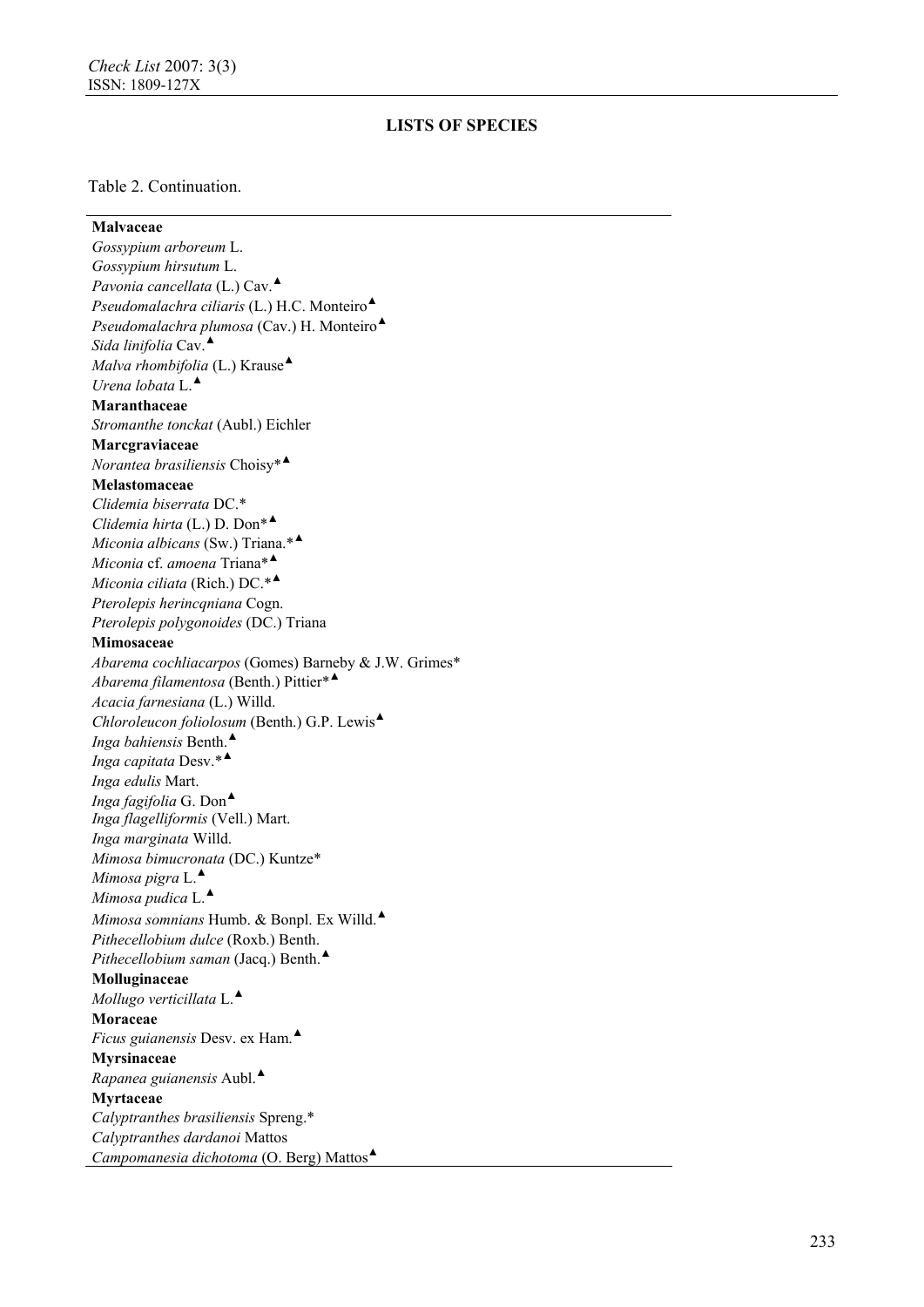## LISTS OF SPECIES

Table 2. Continuation.

**Malvaceae**
*Gossypium arboreum* L.
*Gossypium hirsutum* L.
*Pavonia cancellata* (L.) Cav.▲
*Pseudomalachra ciliaris* (L.) H.C. Monteiro▲
*Pseudomalachra plumosa* (Cav.) H. Monteiro▲
*Sida linifolia* Cav.▲
*Malva rhombifolia* (L.) Krause▲
*Urena lobata* L.▲
**Maranthaceae**
*Stromanthe tonckat* (Aubl.) Eichler
**Marcgraviaceae**
*Norantea brasiliensis* Choisy*▲
**Melastomaceae**
*Clidemia biserrata* DC.*
*Clidemia hirta* (L.) D. Don*▲
*Miconia albicans* (Sw.) Triana.*▲
*Miconia* cf. *amoena* Triana*▲
*Miconia ciliata* (Rich.) DC.*▲
*Pterolepis herincqniana* Cogn.
*Pterolepis polygonoides* (DC.) Triana
**Mimosaceae**
*Abarema cochliacarpos* (Gomes) Barneby & J.W. Grimes*
*Abarema filamentosa* (Benth.) Pittier*▲
*Acacia farnesiana* (L.) Willd.
*Chloroleucon foliolosum* (Benth.) G.P. Lewis▲
*Inga bahiensis* Benth.▲
*Inga capitata* Desv.*▲
*Inga edulis* Mart.
*Inga fagifolia* G. Don▲
*Inga flagelliformis* (Vell.) Mart.
*Inga marginata* Willd.
*Mimosa bimucronata* (DC.) Kuntze*
*Mimosa pigra* L.▲
*Mimosa pudica* L.▲
*Mimosa somnians* Humb. & Bonpl. Ex Willd.▲
*Pithecellobium dulce* (Roxb.) Benth.
*Pithecellobium saman* (Jacq.) Benth.▲
**Molluginaceae**
*Mollugo verticillata* L.▲
**Moraceae**
*Ficus guianensis* Desv. ex Ham.▲
**Myrsinaceae**
*Rapanea guianensis* Aubl.▲
**Myrtaceae**
*Calyptranthes brasiliensis* Spreng.*
*Calyptranthes dardanoi* Mattos
*Campomanesia dichotoma* (O. Berg) Mattos▲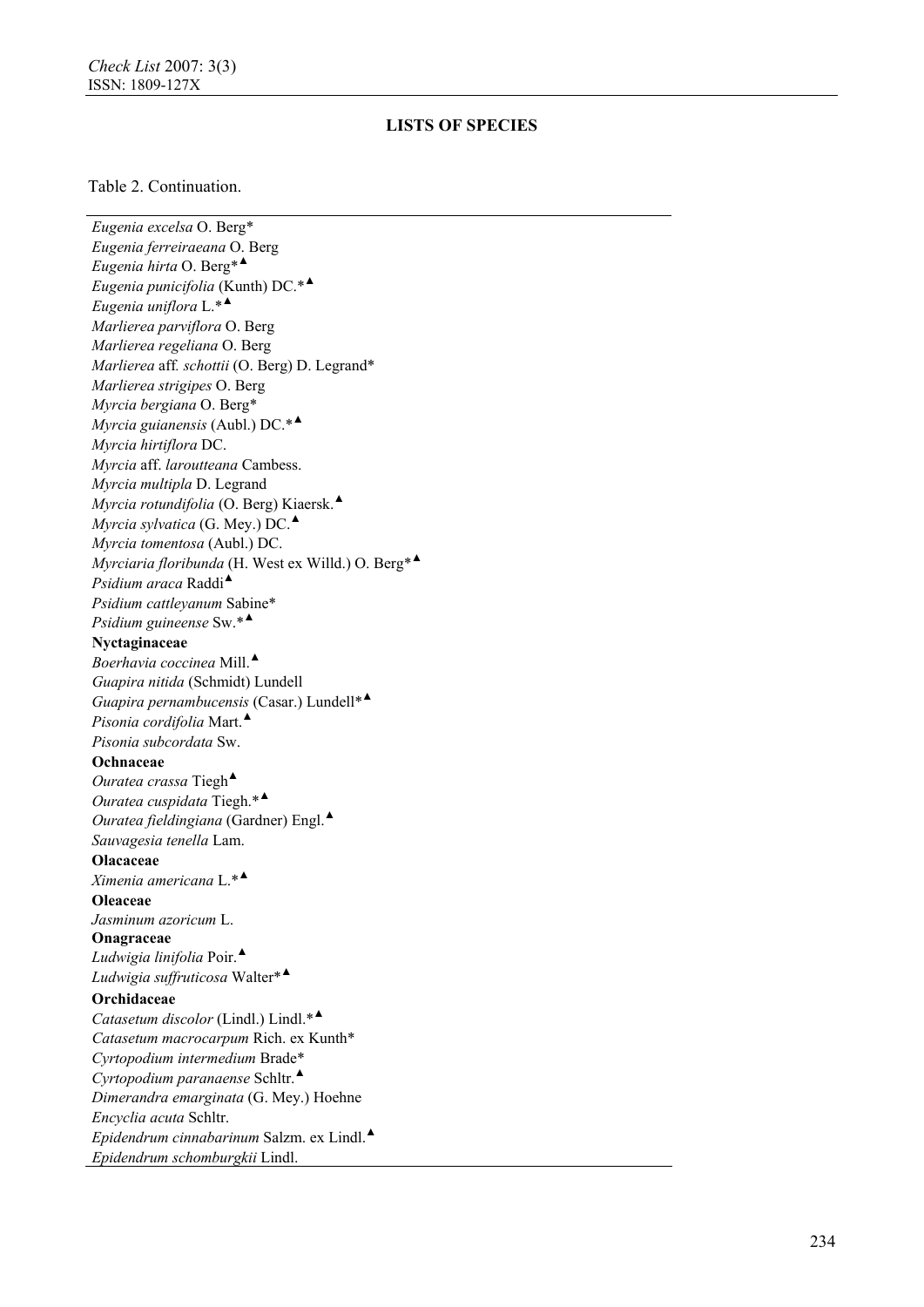## LISTS OF SPECIES

Table 2. Continuation.

*Eugenia excelsa* O. Berg*
*Eugenia ferreiraeana* O. Berg
*Eugenia hirta* O. Berg*▲
*Eugenia punicifolia* (Kunth) DC.*▲
*Eugenia uniflora* L.*▲
*Marlierea parviflora* O. Berg
*Marlierea regeliana* O. Berg
*Marlierea* aff. *schottii* (O. Berg) D. Legrand*
*Marlierea strigipes* O. Berg
*Myrcia bergiana* O. Berg*
*Myrcia guianensis* (Aubl.) DC.*▲
*Myrcia hirtiflora* DC.
*Myrcia* aff. *laroutteana* Cambess.
*Myrcia multipla* D. Legrand
*Myrcia rotundifolia* (O. Berg) Kiaersk.▲
*Myrcia sylvatica* (G. Mey.) DC.▲
*Myrcia tomentosa* (Aubl.) DC.
*Myrciaria floribunda* (H. West ex Willd.) O. Berg*▲
*Psidium araca* Raddi▲
*Psidium cattleyanum* Sabine*
*Psidium guineense* Sw.*▲
**Nyctaginaceae**
*Boerhavia coccinea* Mill.▲
*Guapira nitida* (Schmidt) Lundell
*Guapira pernambucensis* (Casar.) Lundell*▲
*Pisonia cordifolia* Mart.▲
*Pisonia subcordata* Sw.
**Ochnaceae**
*Ouratea crassa* Tiegh▲
*Ouratea cuspidata* Tiegh.*▲
*Ouratea fieldingiana* (Gardner) Engl.▲
*Sauvagesia tenella* Lam.
**Olacaceae**
*Ximenia americana* L.*▲
**Oleaceae**
*Jasminum azoricum* L.
**Onagraceae**
*Ludwigia linifolia* Poir.▲
*Ludwigia suffruticosa* Walter*▲
**Orchidaceae**
*Catasetum discolor* (Lindl.) Lindl.*▲
*Catasetum macrocarpum* Rich. ex Kunth*
*Cyrtopodium intermedium* Brade*
*Cyrtopodium paranaense* Schltr.▲
*Dimerandra emarginata* (G. Mey.) Hoehne
*Encyclia acuta* Schltr.
*Epidendrum cinnabarinum* Salzm. ex Lindl.▲
*Epidendrum schomburgkii* Lindl.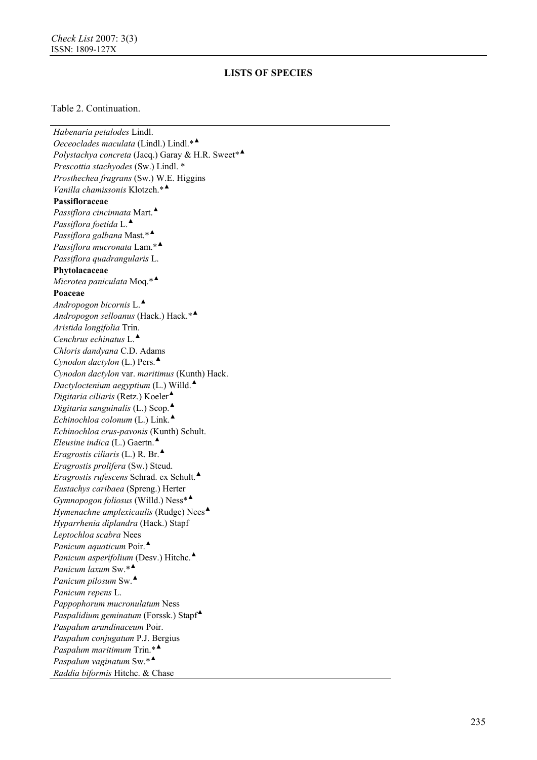## LISTS OF SPECIES

Table 2. Continuation.

*Habenaria petalodes* Lindl.
*Oeceoclades maculata* (Lindl.) Lindl.*▲
*Polystachya concreta* (Jacq.) Garay & H.R. Sweet*▲
*Prescottia stachyodes* (Sw.) Lindl. *
*Prosthechea fragrans* (Sw.) W.E. Higgins
*Vanilla chamissonis* Klotzch.*▲
**Passifloraceae**
*Passiflora cincinnata* Mart.▲
*Passiflora foetida* L.▲
*Passiflora galbana* Mast.*▲
*Passiflora mucronata* Lam.*▲
*Passiflora quadrangularis* L.
**Phytolacaceae**
*Microtea paniculata* Moq.*▲
**Poaceae**
*Andropogon bicornis* L.▲
*Andropogon selloanus* (Hack.) Hack.*▲
*Aristida longifolia* Trin.
*Cenchrus echinatus* L.▲
*Chloris dandyana* C.D. Adams
*Cynodon dactylon* (L.) Pers.▲
*Cynodon dactylon* var. *maritimus* (Kunth) Hack.
*Dactyloctenium aegyptium* (L.) Willd.▲
*Digitaria ciliaris* (Retz.) Koeler▲
*Digitaria sanguinalis* (L.) Scop.▲
*Echinochloa colonum* (L.) Link.▲
*Echinochloa crus-pavonis* (Kunth) Schult.
*Eleusine indica* (L.) Gaertn.▲
*Eragrostis ciliaris* (L.) R. Br.▲
*Eragrostis prolifera* (Sw.) Steud.
*Eragrostis rufescens* Schrad. ex Schult.▲
*Eustachys caribaea* (Spreng.) Herter
*Gymnopogon foliosus* (Willd.) Ness*▲
*Hymenachne amplexicaulis* (Rudge) Nees▲
*Hyparrhenia diplandra* (Hack.) Stapf
*Leptochloa scabra* Nees
*Panicum aquaticum* Poir.▲
*Panicum asperifolium* (Desv.) Hitchc.▲
*Panicum laxum* Sw.*▲
*Panicum pilosum* Sw.▲
*Panicum repens* L.
*Pappophorum mucronulatum* Ness
*Paspalidium geminatum* (Forssk.) Stapf▲
*Paspalum arundinaceum* Poir.
*Paspalum conjugatum* P.J. Bergius
*Paspalum maritimum* Trin.*▲
*Paspalum vaginatum* Sw.*▲
*Raddia biformis* Hitchc. & Chase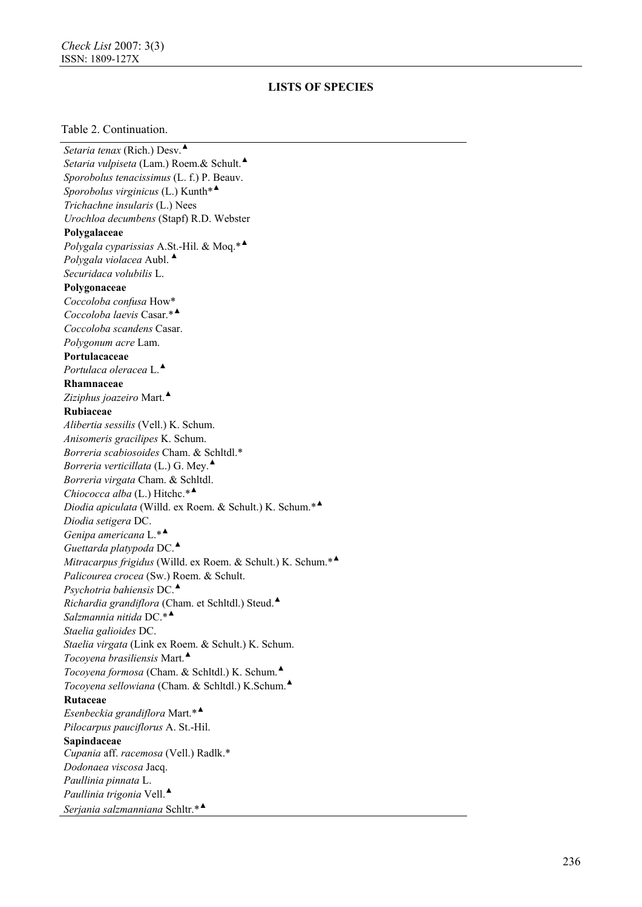## LISTS OF SPECIES

Table 2. Continuation.

*Setaria tenax* (Rich.) Desv.▲
*Setaria vulpiseta* (Lam.) Roem.& Schult.▲
*Sporobolus tenacissimus* (L. f.) P. Beauv.
*Sporobolus virginicus* (L.) Kunth*▲
*Trichachne insularis* (L.) Nees
*Urochloa decumbens* (Stapf) R.D. Webster
**Polygalaceae**
*Polygala cyparissias* A.St.-Hil. & Moq.*▲
*Polygala violacea* Aubl. ▲
*Securidaca volubilis* L.
**Polygonaceae**
*Coccoloba confusa* How*
*Coccoloba laevis* Casar.*▲
*Coccoloba scandens* Casar.
*Polygonum acre* Lam.
**Portulacaceae**
*Portulaca oleracea* L.▲
**Rhamnaceae**
*Ziziphus joazeiro* Mart.▲
**Rubiaceae**
*Alibertia sessilis* (Vell.) K. Schum.
*Anisomeris gracilipes* K. Schum.
*Borreria scabiosoides* Cham. & Schltdl.*
*Borreria verticillata* (L.) G. Mey.▲
*Borreria virgata* Cham. & Schltdl.
*Chiococca alba* (L.) Hitchc.*▲
*Diodia apiculata* (Willd. ex Roem. & Schult.) K. Schum.*▲
*Diodia setigera* DC.
*Genipa americana* L.*▲
*Guettarda platypoda* DC.▲
*Mitracarpus frigidus* (Willd. ex Roem. & Schult.) K. Schum.*▲
*Palicourea crocea* (Sw.) Roem. & Schult.
*Psychotria bahiensis* DC.▲
*Richardia grandiflora* (Cham. et Schltdl.) Steud.▲
*Salzmannia nitida* DC.*▲
*Staelia galioides* DC.
*Staelia virgata* (Link ex Roem. & Schult.) K. Schum.
*Tocoyena brasiliensis* Mart.▲
*Tocoyena formosa* (Cham. & Schltdl.) K. Schum.▲
*Tocoyena sellowiana* (Cham. & Schltdl.) K.Schum.▲
**Rutaceae**
*Esenbeckia grandiflora* Mart.*▲
*Pilocarpus pauciflorus* A. St.-Hil.
**Sapindaceae**
*Cupania* aff. *racemosa* (Vell.) Radlk.*
*Dodonaea viscosa* Jacq.
*Paullinia pinnata* L.
*Paullinia trigonia* Vell.▲
*Serjania salzmanniana* Schltr.*▲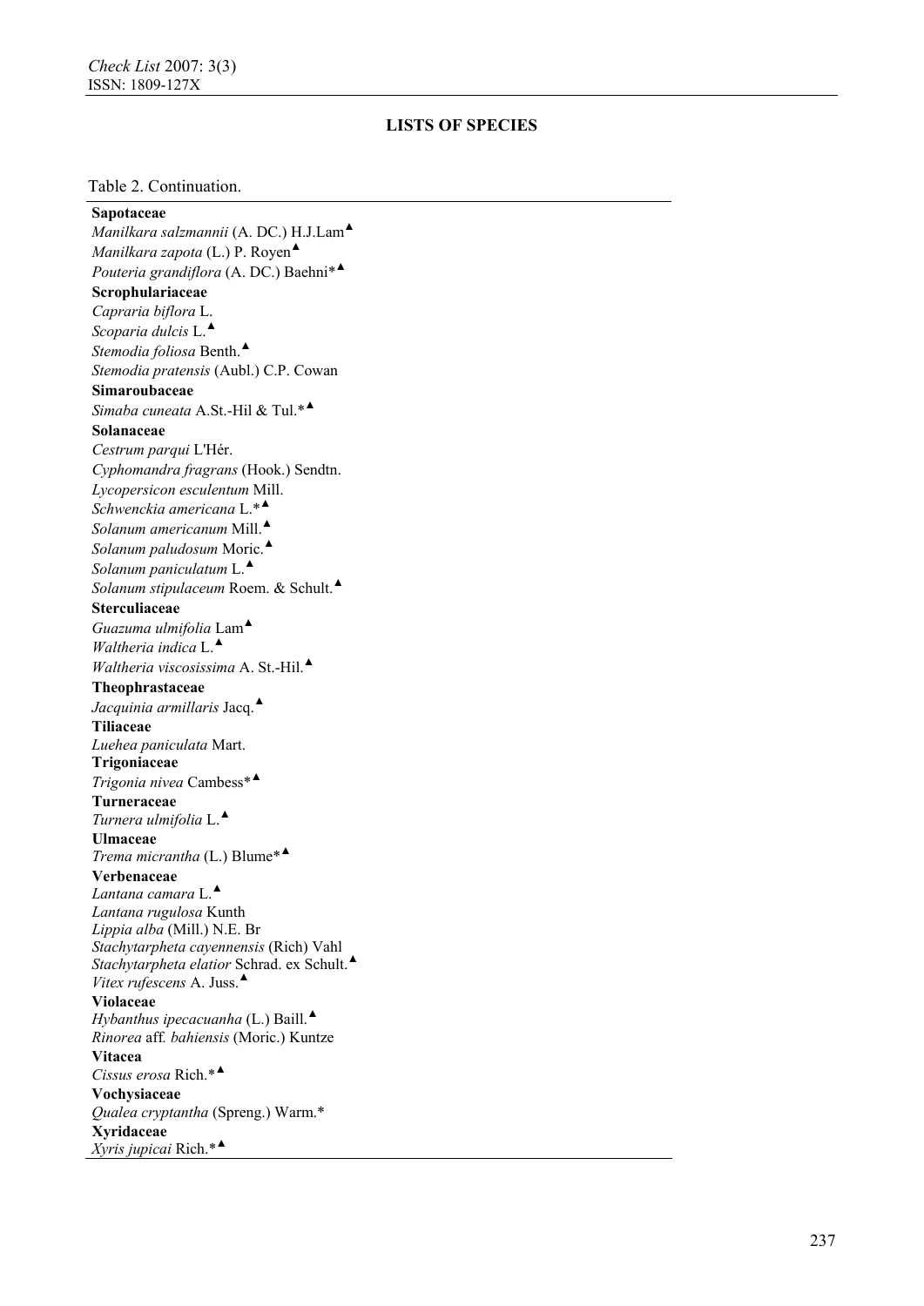## LISTS OF SPECIES

Table 2. Continuation.

**Sapotaceae**
*Manilkara salzmannii* (A. DC.) H.J.Lam▲
*Manilkara zapota* (L.) P. Royen▲
*Pouteria grandiflora* (A. DC.) Baehni*▲
**Scrophulariaceae**
*Capraria biflora* L.
*Scoparia dulcis* L.▲
*Stemodia foliosa* Benth.▲
*Stemodia pratensis* (Aubl.) C.P. Cowan
**Simaroubaceae**
*Simaba cuneata* A.St.-Hil & Tul.*▲
**Solanaceae**
*Cestrum parqui* L'Hér.
*Cyphomandra fragrans* (Hook.) Sendtn.
*Lycopersicon esculentum* Mill.
*Schwenckia americana* L.*▲
*Solanum americanum* Mill.▲
*Solanum paludosum* Moric.▲
*Solanum paniculatum* L.▲
*Solanum stipulaceum* Roem. & Schult.▲
**Sterculiaceae**
*Guazuma ulmifolia* Lam▲
*Waltheria indica* L.▲
*Waltheria viscosissima* A. St.-Hil.▲
**Theophrastaceae**
*Jacquinia armillaris* Jacq.▲
**Tiliaceae**
*Luehea paniculata* Mart.
**Trigoniaceae**
*Trigonia nivea* Cambess*▲
**Turneraceae**
*Turnera ulmifolia* L.▲
**Ulmaceae**
*Trema micrantha* (L.) Blume*▲
**Verbenaceae**
*Lantana camara* L.▲
*Lantana rugulosa* Kunth
*Lippia alba* (Mill.) N.E. Br
*Stachytarpheta cayennensis* (Rich) Vahl
*Stachytarpheta elatior* Schrad. ex Schult.▲
*Vitex rufescens* A. Juss.▲
**Violaceae**
*Hybanthus ipecacuanha* (L.) Baill.▲
*Rinorea* aff. *bahiensis* (Moric.) Kuntze
**Vitacea**
*Cissus erosa* Rich.*▲
**Vochysiaceae**
*Qualea cryptantha* (Spreng.) Warm.*
**Xyridaceae**
*Xyris jupicai* Rich.*▲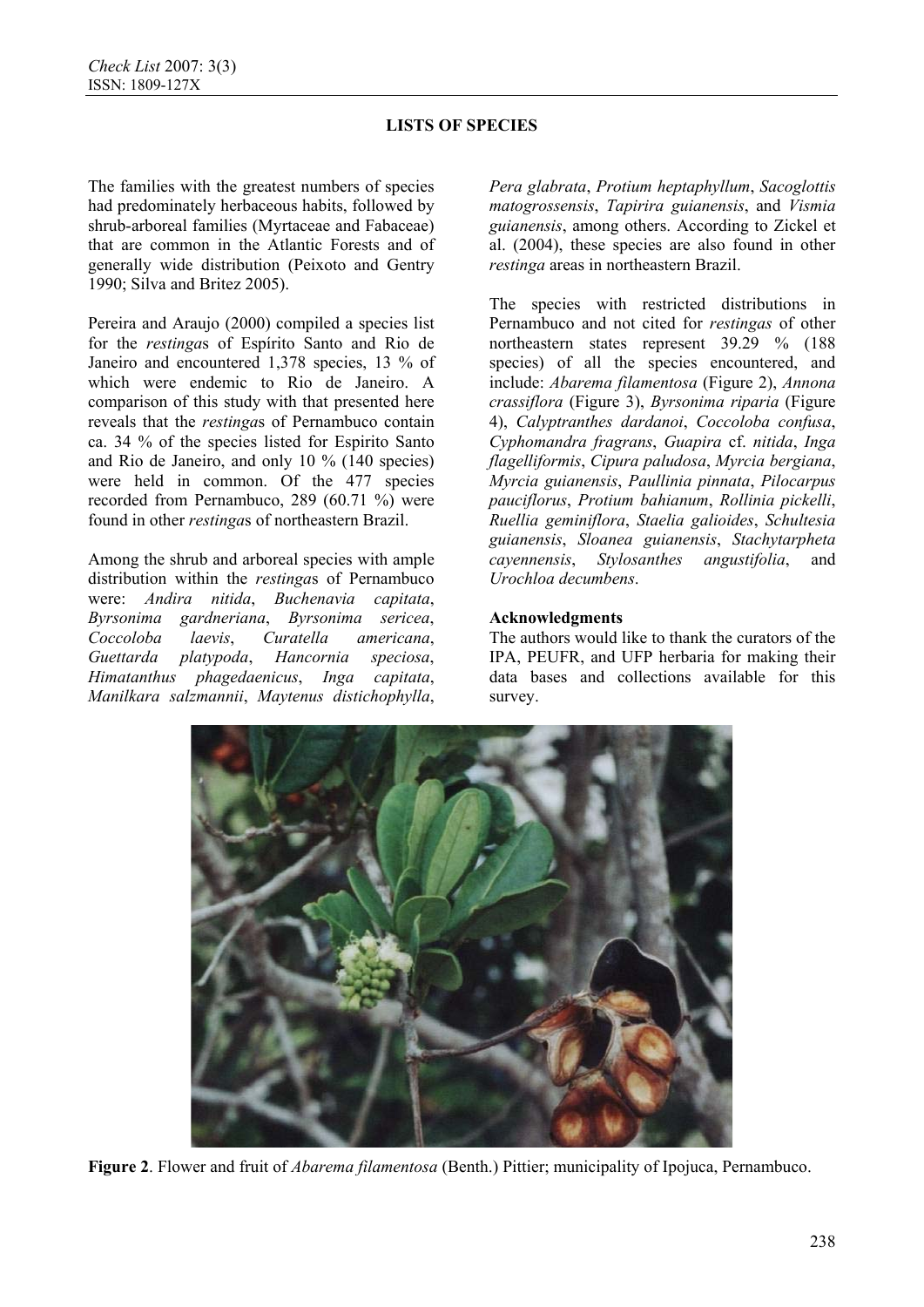## LISTS OF SPECIES

The families with the greatest numbers of species had predominately herbaceous habits, followed by shrub-arboreal families (Myrtaceae and Fabaceae) that are common in the Atlantic Forests and of generally wide distribution (Peixoto and Gentry 1990; Silva and Britez 2005).

Pereira and Araujo (2000) compiled a species list for the *restinga*s of Espírito Santo and Rio de Janeiro and encountered 1,378 species, 13 % of which were endemic to Rio de Janeiro. A comparison of this study with that presented here reveals that the *restinga*s of Pernambuco contain ca. 34 % of the species listed for Espirito Santo and Rio de Janeiro, and only 10 % (140 species) were held in common. Of the 477 species recorded from Pernambuco, 289 (60.71 %) were found in other *restinga*s of northeastern Brazil.

Among the shrub and arboreal species with ample distribution within the *restinga*s of Pernambuco were: *Andira nitida*, *Buchenavia capitata*, *Byrsonima gardneriana*, *Byrsonima sericea*, *Coccoloba laevis*, *Curatella americana*, *Guettarda platypoda*, *Hancornia speciosa*, *Himatanthus phagedaenicus*, *Inga capitata*, *Manilkara salzmannii*, *Maytenus distichophylla*, *Pera glabrata*, *Protium heptaphyllum*, *Sacoglottis matogrossensis*, *Tapirira guianensis*, and *Vismia guianensis*, among others. According to Zickel et al. (2004), these species are also found in other *restinga* areas in northeastern Brazil.

The species with restricted distributions in Pernambuco and not cited for *restingas* of other northeastern states represent 39.29 % (188 species) of all the species encountered, and include: *Abarema filamentosa* (Figure 2), *Annona crassiflora* (Figure 3), *Byrsonima riparia* (Figure 4), *Calyptranthes dardanoi*, *Coccoloba confusa*, *Cyphomandra fragrans*, *Guapira* cf. *nitida*, *Inga flagelliformis*, *Cipura paludosa*, *Myrcia bergiana*, *Myrcia guianensis*, *Paullinia pinnata*, *Pilocarpus pauciflorus*, *Protium bahianum*, *Rollinia pickelli*, *Ruellia geminiflora*, *Staelia galioides*, *Schultesia guianensis*, *Sloanea guianensis*, *Stachytarpheta cayennensis*, *Stylosanthes angustifolia*, and *Urochloa decumbens*.

### Acknowledgments

The authors would like to thank the curators of the IPA, PEUFR, and UFP herbaria for making their data bases and collections available for this survey.

**Figure 2**. Flower and fruit of *Abarema filamentosa* (Benth.) Pittier; municipality of Ipojuca, Pernambuco.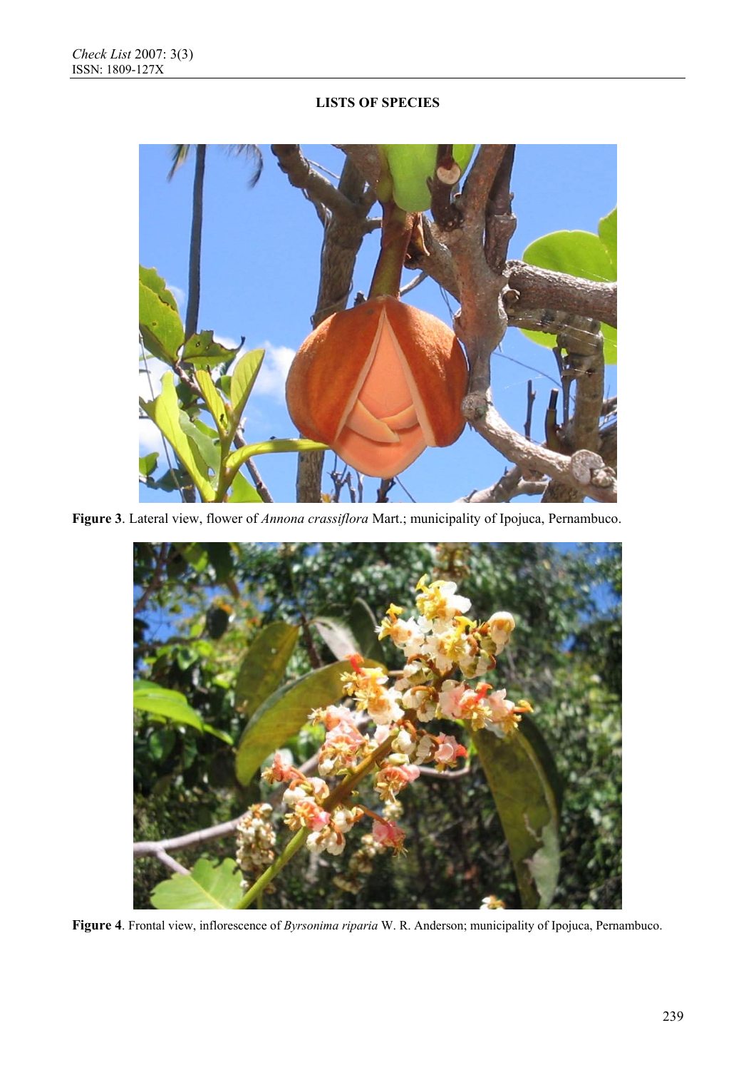**LISTS OF SPECIES**

**Figure 3**. Lateral view, flower of *Annona crassiflora* Mart.; municipality of Ipojuca, Pernambuco.

**Figure 4**. Frontal view, inflorescence of *Byrsonima riparia* W. R. Anderson; municipality of Ipojuca, Pernambuco.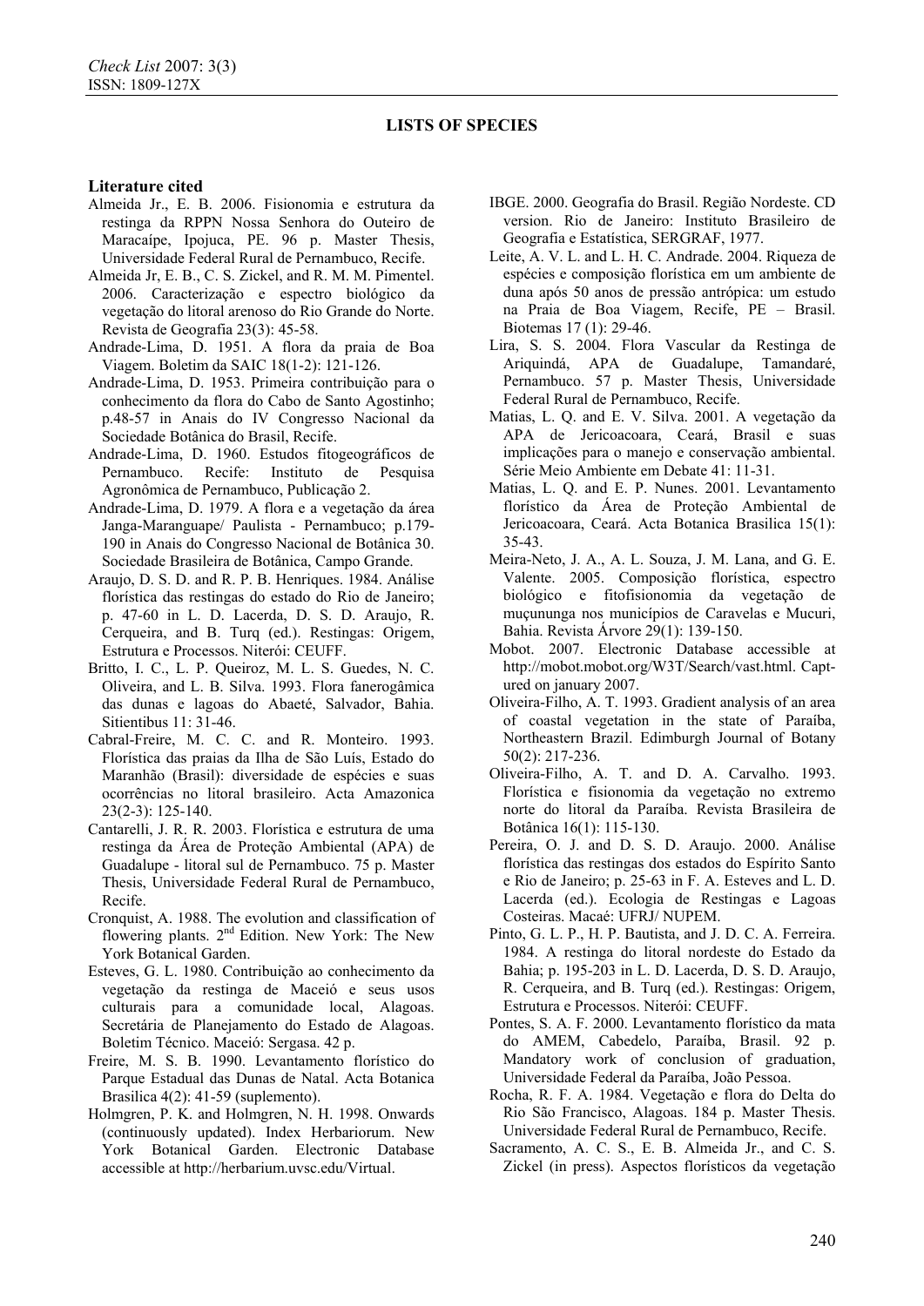## LISTS OF SPECIES

### Literature cited

Almeida Jr., E. B. 2006. Fisionomia e estrutura da restinga da RPPN Nossa Senhora do Outeiro de Maracaípe, Ipojuca, PE. 96 p. Master Thesis, Universidade Federal Rural de Pernambuco, Recife.

Almeida Jr, E. B., C. S. Zickel, and R. M. M. Pimentel. 2006. Caracterização e espectro biológico da vegetação do litoral arenoso do Rio Grande do Norte. Revista de Geografia 23(3): 45-58.

Andrade-Lima, D. 1951. A flora da praia de Boa Viagem. Boletim da SAIC 18(1-2): 121-126.

Andrade-Lima, D. 1953. Primeira contribuição para o conhecimento da flora do Cabo de Santo Agostinho; p.48-57 in Anais do IV Congresso Nacional da Sociedade Botânica do Brasil, Recife.

Andrade-Lima, D. 1960. Estudos fitogeográficos de Pernambuco. Recife: Instituto de Pesquisa Agronômica de Pernambuco, Publicação 2.

Andrade-Lima, D. 1979. A flora e a vegetação da área Janga-Maranguape/ Paulista - Pernambuco; p.179-190 in Anais do Congresso Nacional de Botânica 30. Sociedade Brasileira de Botânica, Campo Grande.

Araujo, D. S. D. and R. P. B. Henriques. 1984. Análise florística das restingas do estado do Rio de Janeiro; p. 47-60 in L. D. Lacerda, D. S. D. Araujo, R. Cerqueira, and B. Turq (ed.). Restingas: Origem, Estrutura e Processos. Niterói: CEUFF.

Britto, I. C., L. P. Queiroz, M. L. S. Guedes, N. C. Oliveira, and L. B. Silva. 1993. Flora fanerogâmica das dunas e lagoas do Abaeté, Salvador, Bahia. Sitientibus 11: 31-46.

Cabral-Freire, M. C. C. and R. Monteiro. 1993. Florística das praias da Ilha de São Luís, Estado do Maranhão (Brasil): diversidade de espécies e suas ocorrências no litoral brasileiro. Acta Amazonica 23(2-3): 125-140.

Cantarelli, J. R. R. 2003. Florística e estrutura de uma restinga da Área de Proteção Ambiental (APA) de Guadalupe - litoral sul de Pernambuco. 75 p. Master Thesis, Universidade Federal Rural de Pernambuco, Recife.

Cronquist, A. 1988. The evolution and classification of flowering plants. 2nd Edition. New York: The New York Botanical Garden.

Esteves, G. L. 1980. Contribuição ao conhecimento da vegetação da restinga de Maceió e seus usos culturais para a comunidade local, Alagoas. Secretária de Planejamento do Estado de Alagoas. Boletim Técnico. Maceió: Sergasa. 42 p.

Freire, M. S. B. 1990. Levantamento florístico do Parque Estadual das Dunas de Natal. Acta Botanica Brasilica 4(2): 41-59 (suplemento).

Holmgren, P. K. and Holmgren, N. H. 1998. Onwards (continuously updated). Index Herbariorum. New York Botanical Garden. Electronic Database accessible at http://herbarium.uvsc.edu/Virtual.

IBGE. 2000. Geografia do Brasil. Região Nordeste. CD version. Rio de Janeiro: Instituto Brasileiro de Geografia e Estatística, SERGRAF, 1977.

Leite, A. V. L. and L. H. C. Andrade. 2004. Riqueza de espécies e composição florística em um ambiente de duna após 50 anos de pressão antrópica: um estudo na Praia de Boa Viagem, Recife, PE – Brasil. Biotemas 17 (1): 29-46.

Lira, S. S. 2004. Flora Vascular da Restinga de Ariquindá, APA de Guadalupe, Tamandaré, Pernambuco. 57 p. Master Thesis, Universidade Federal Rural de Pernambuco, Recife.

Matias, L. Q. and E. V. Silva. 2001. A vegetação da APA de Jericoacoara, Ceará, Brasil e suas implicações para o manejo e conservação ambiental. Série Meio Ambiente em Debate 41: 11-31.

Matias, L. Q. and E. P. Nunes. 2001. Levantamento florístico da Área de Proteção Ambiental de Jericoacoara, Ceará. Acta Botanica Brasilica 15(1): 35-43.

Meira-Neto, J. A., A. L. Souza, J. M. Lana, and G. E. Valente. 2005. Composição florística, espectro biológico e fitofisionomia da vegetação de muçununga nos municípios de Caravelas e Mucuri, Bahia. Revista Árvore 29(1): 139-150.

Mobot. 2007. Electronic Database accessible at http://mobot.mobot.org/W3T/Search/vast.html. Captured on january 2007.

Oliveira-Filho, A. T. 1993. Gradient analysis of an area of coastal vegetation in the state of Paraíba, Northeastern Brazil. Edimburgh Journal of Botany 50(2): 217-236.

Oliveira-Filho, A. T. and D. A. Carvalho. 1993. Florística e fisionomia da vegetação no extremo norte do litoral da Paraíba. Revista Brasileira de Botânica 16(1): 115-130.

Pereira, O. J. and D. S. D. Araujo. 2000. Análise florística das restingas dos estados do Espírito Santo e Rio de Janeiro; p. 25-63 in F. A. Esteves and L. D. Lacerda (ed.). Ecologia de Restingas e Lagoas Costeiras. Macaé: UFRJ/ NUPEM.

Pinto, G. L. P., H. P. Bautista, and J. D. C. A. Ferreira. 1984. A restinga do litoral nordeste do Estado da Bahia; p. 195-203 in L. D. Lacerda, D. S. D. Araujo, R. Cerqueira, and B. Turq (ed.). Restingas: Origem, Estrutura e Processos. Niterói: CEUFF.

Pontes, S. A. F. 2000. Levantamento florístico da mata do AMEM, Cabedelo, Paraíba, Brasil. 92 p. Mandatory work of conclusion of graduation, Universidade Federal da Paraíba, João Pessoa.

Rocha, R. F. A. 1984. Vegetação e flora do Delta do Rio São Francisco, Alagoas. 184 p. Master Thesis. Universidade Federal Rural de Pernambuco, Recife.

Sacramento, A. C. S., E. B. Almeida Jr., and C. S. Zickel (in press). Aspectos florísticos da vegetação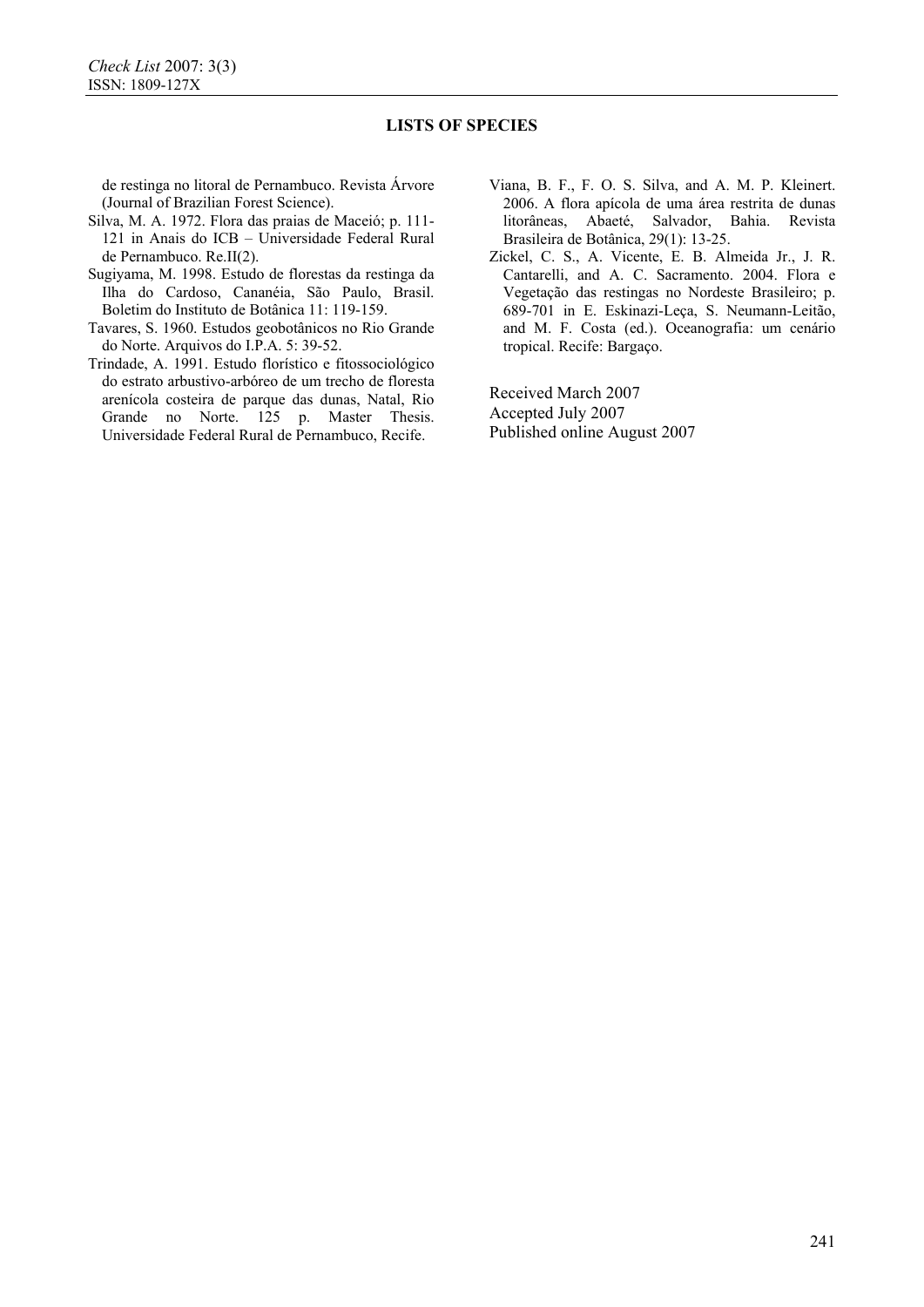de restinga no litoral de Pernambuco. Revista Árvore (Journal of Brazilian Forest Science).

Silva, M. A. 1972. Flora das praias de Maceió; p. 111-121 in Anais do ICB – Universidade Federal Rural de Pernambuco. Re.II(2).

Sugiyama, M. 1998. Estudo de florestas da restinga da Ilha do Cardoso, Cananéia, São Paulo, Brasil. Boletim do Instituto de Botânica 11: 119-159.

Tavares, S. 1960. Estudos geobotânicos no Rio Grande do Norte. Arquivos do I.P.A. 5: 39-52.

Trindade, A. 1991. Estudo florístico e fitossociológico do estrato arbustivo-arbóreo de um trecho de floresta arenícola costeira de parque das dunas, Natal, Rio Grande no Norte. 125 p. Master Thesis. Universidade Federal Rural de Pernambuco, Recife.

Viana, B. F., F. O. S. Silva, and A. M. P. Kleinert. 2006. A flora apícola de uma área restrita de dunas litorâneas, Abaeté, Salvador, Bahia. Revista Brasileira de Botânica, 29(1): 13-25.

Zickel, C. S., A. Vicente, E. B. Almeida Jr., J. R. Cantarelli, and A. C. Sacramento. 2004. Flora e Vegetação das restingas no Nordeste Brasileiro; p. 689-701 in E. Eskinazi-Leça, S. Neumann-Leitão, and M. F. Costa (ed.). Oceanografia: um cenário tropical. Recife: Bargaço.

Received March 2007
Accepted July 2007
Published online August 2007